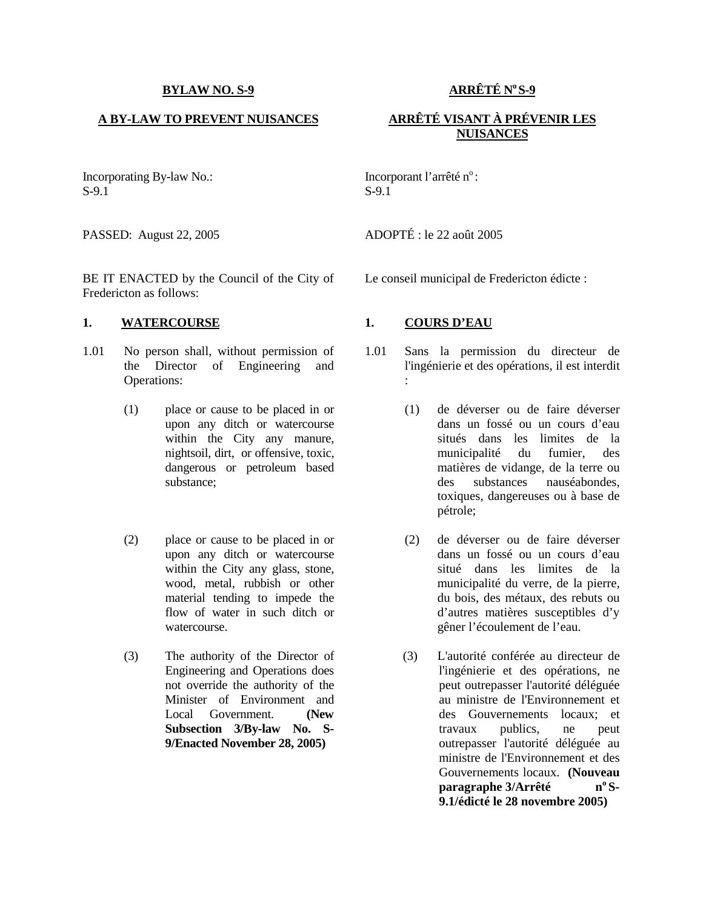**BYLAW NO. S-9**

**A BY-LAW TO PREVENT NUISANCES**

Incorporating By-law No.:
S-9.1

PASSED: August 22, 2005

BE IT ENACTED by the Council of the City of Fredericton as follows:

**1. WATERCOURSE**

1.01 No person shall, without permission of the Director of Engineering and Operations:

(1) place or cause to be placed in or upon any ditch or watercourse within the City any manure, nightsoil, dirt, or offensive, toxic, dangerous or petroleum based substance;

(2) place or cause to be placed in or upon any ditch or watercourse within the City any glass, stone, wood, metal, rubbish or other material tending to impede the flow of water in such ditch or watercourse.

(3) The authority of the Director of Engineering and Operations does not override the authority of the Minister of Environment and Local Government. **(New Subsection 3/By-law No. S-9/Enacted November 28, 2005)**

**ARRÊTÉ N^o S-9**

**ARRÊTÉ VISANT À PRÉVENIR LES NUISANCES**

Incorporant l'arrêté n^o :
S-9.1

ADOPTÉ : le 22 août 2005

Le conseil municipal de Fredericton édicte :

**1. COURS D'EAU**

1.01 Sans la permission du directeur de l'ingénierie et des opérations, il est interdit :

(1) de déverser ou de faire déverser dans un fossé ou un cours d'eau situés dans les limites de la municipalité du fumier, des matières de vidange, de la terre ou des substances nauséabondes, toxiques, dangereuses ou à base de pétrole;

(2) de déverser ou de faire déverser dans un fossé ou un cours d'eau situé dans les limites de la municipalité du verre, de la pierre, du bois, des métaux, des rebuts ou d'autres matières susceptibles d'y gêner l'écoulement de l'eau.

(3) L'autorité conférée au directeur de l'ingénierie et des opérations, ne peut outrepasser l'autorité déléguée au ministre de l'Environnement et des Gouvernements locaux; et travaux publics, ne peut outrepasser l'autorité déléguée au ministre de l'Environnement et des Gouvernements locaux. **(Nouveau paragraphe 3/Arrêté n^o S-9.1/édicté le 28 novembre 2005)**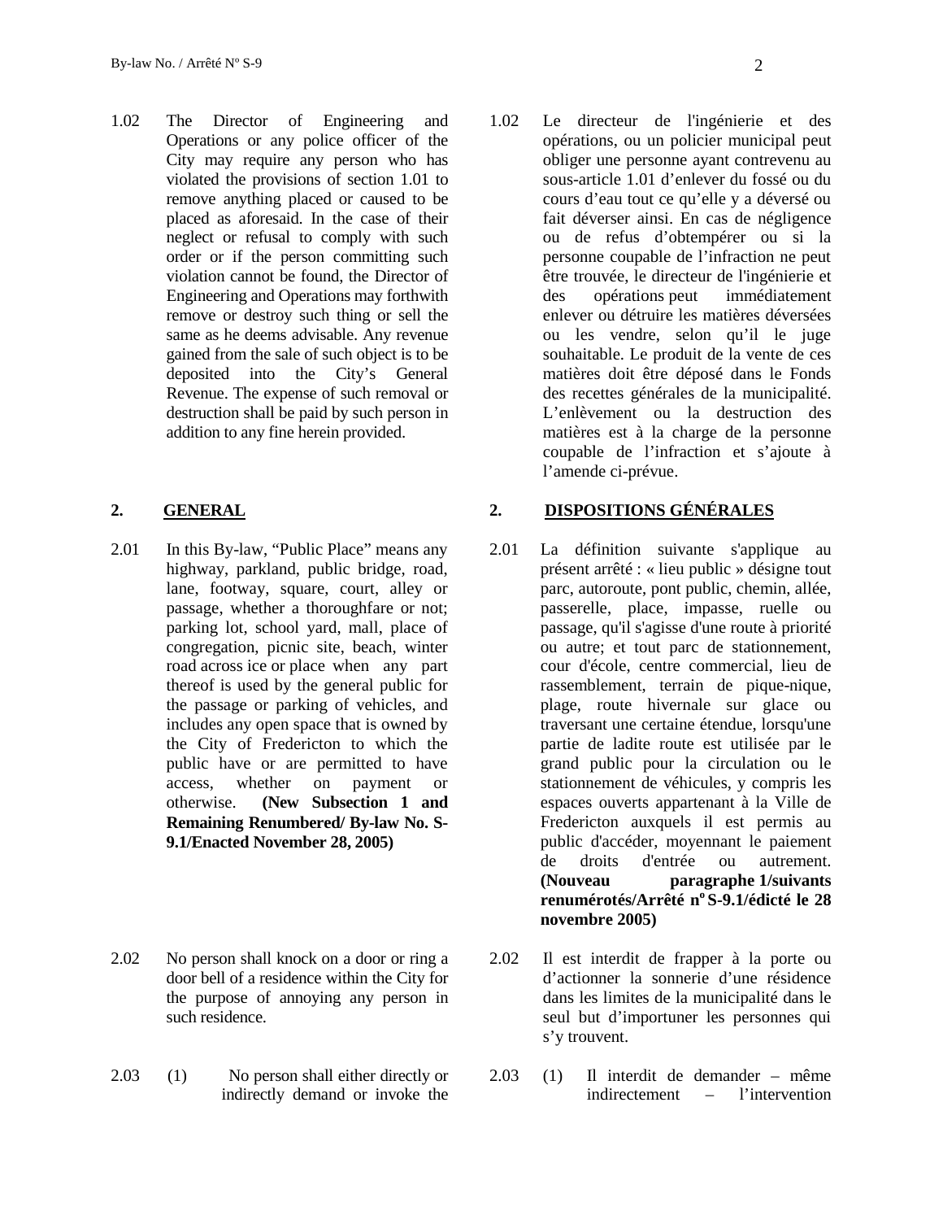1.02 The Director of Engineering and Operations or any police officer of the City may require any person who has violated the provisions of section 1.01 to remove anything placed or caused to be placed as aforesaid. In the case of their neglect or refusal to comply with such order or if the person committing such violation cannot be found, the Director of Engineering and Operations may forthwith remove or destroy such thing or sell the same as he deems advisable. Any revenue gained from the sale of such object is to be deposited into the City's General Revenue. The expense of such removal or destruction shall be paid by such person in addition to any fine herein provided.

1.02 Le directeur de l'ingénierie et des opérations, ou un policier municipal peut obliger une personne ayant contrevenu au sous-article 1.01 d'enlever du fossé ou du cours d'eau tout ce qu'elle y a déversé ou fait déverser ainsi. En cas de négligence ou de refus d'obtempérer ou si la personne coupable de l'infraction ne peut être trouvée, le directeur de l'ingénierie et des opérations peut immédiatement enlever ou détruire les matières déversées ou les vendre, selon qu'il le juge souhaitable. Le produit de la vente de ces matières doit être déposé dans le Fonds des recettes générales de la municipalité. L'enlèvement ou la destruction des matières est à la charge de la personne coupable de l'infraction et s'ajoute à l'amende ci-prévue.

## 2. GENERAL

## 2. DISPOSITIONS GÉNÉRALES

2.01 In this By-law, "Public Place" means any highway, parkland, public bridge, road, lane, footway, square, court, alley or passage, whether a thoroughfare or not; parking lot, school yard, mall, place of congregation, picnic site, beach, winter road across ice or place when any part thereof is used by the general public for the passage or parking of vehicles, and includes any open space that is owned by the City of Fredericton to which the public have or are permitted to have access, whether on payment or otherwise. **(New Subsection 1 and Remaining Renumbered/ By-law No. S-9.1/Enacted November 28, 2005)**

2.01 La définition suivante s'applique au présent arrêté : « lieu public » désigne tout parc, autoroute, pont public, chemin, allée, passerelle, place, impasse, ruelle ou passage, qu'il s'agisse d'une route à priorité ou autre; et tout parc de stationnement, cour d'école, centre commercial, lieu de rassemblement, terrain de pique-nique, plage, route hivernale sur glace ou traversant une certaine étendue, lorsqu'une partie de ladite route est utilisée par le grand public pour la circulation ou le stationnement de véhicules, y compris les espaces ouverts appartenant à la Ville de Fredericton auxquels il est permis au public d'accéder, moyennant le paiement de droits d'entrée ou autrement. **(Nouveau paragraphe 1/suivants renumérotés/Arrêté n° S-9.1/édicté le 28 novembre 2005)**

2.02 No person shall knock on a door or ring a door bell of a residence within the City for the purpose of annoying any person in such residence.

2.02 Il est interdit de frapper à la porte ou d'actionner la sonnerie d'une résidence dans les limites de la municipalité dans le seul but d'importuner les personnes qui s'y trouvent.

2.03 (1) No person shall either directly or indirectly demand or invoke the

2.03 (1) Il interdit de demander – même indirectement – l'intervention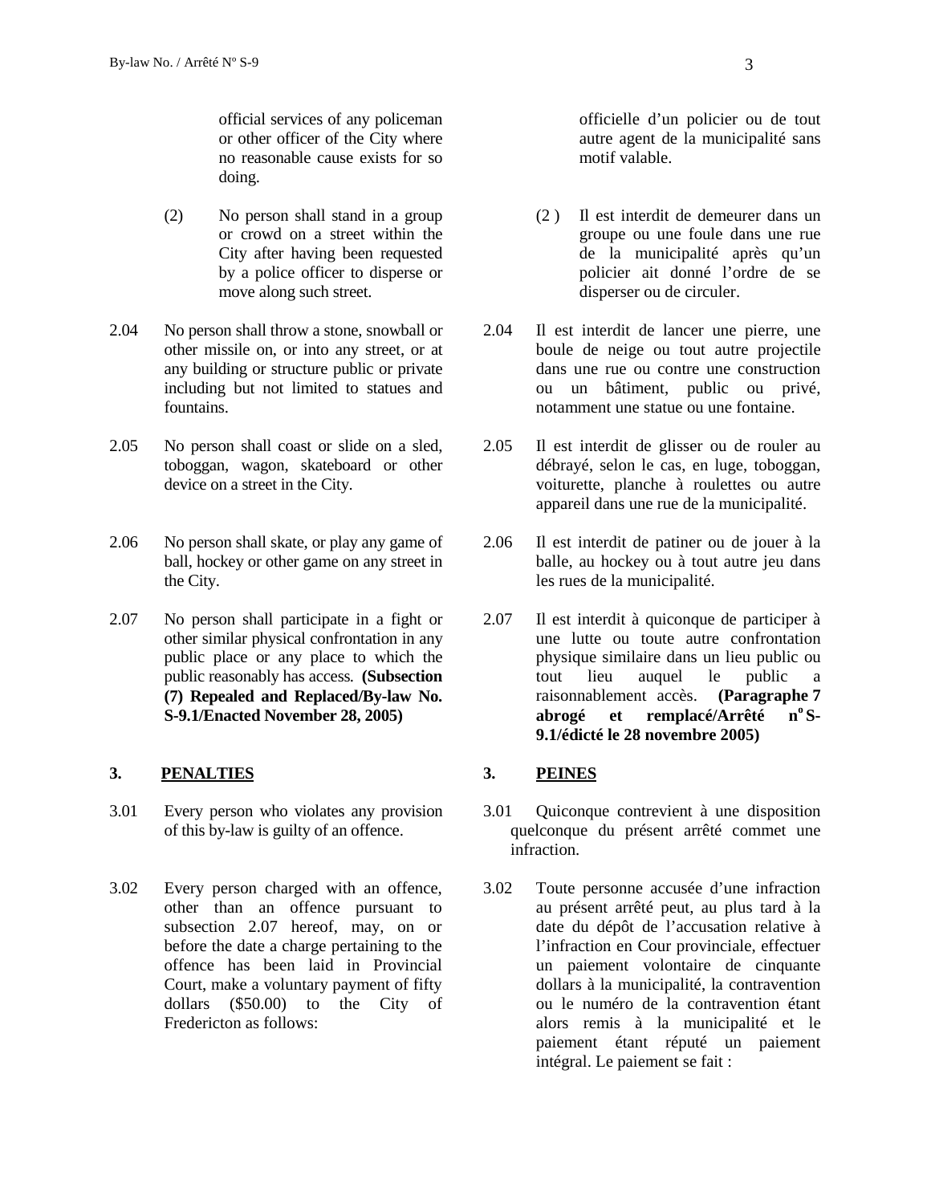official services of any policeman or other officer of the City where no reasonable cause exists for so doing.

(2) No person shall stand in a group or crowd on a street within the City after having been requested by a police officer to disperse or move along such street.

2.04 No person shall throw a stone, snowball or other missile on, or into any street, or at any building or structure public or private including but not limited to statues and fountains.

2.05 No person shall coast or slide on a sled, toboggan, wagon, skateboard or other device on a street in the City.

2.06 No person shall skate, or play any game of ball, hockey or other game on any street in the City.

2.07 No person shall participate in a fight or other similar physical confrontation in any public place or any place to which the public reasonably has access. **(Subsection (7) Repealed and Replaced/By-law No. S-9.1/Enacted November 28, 2005)**

## 3. PENALTIES

3.01 Every person who violates any provision of this by-law is guilty of an offence.

3.02 Every person charged with an offence, other than an offence pursuant to subsection 2.07 hereof, may, on or before the date a charge pertaining to the offence has been laid in Provincial Court, make a voluntary payment of fifty dollars ($50.00) to the City of Fredericton as follows:

officielle d'un policier ou de tout autre agent de la municipalité sans motif valable.

(2 ) Il est interdit de demeurer dans un groupe ou une foule dans une rue de la municipalité après qu'un policier ait donné l'ordre de se disperser ou de circuler.

2.04 Il est interdit de lancer une pierre, une boule de neige ou tout autre projectile dans une rue ou contre une construction ou un bâtiment, public ou privé, notamment une statue ou une fontaine.

2.05 Il est interdit de glisser ou de rouler au débrayé, selon le cas, en luge, toboggan, voiturette, planche à roulettes ou autre appareil dans une rue de la municipalité.

2.06 Il est interdit de patiner ou de jouer à la balle, au hockey ou à tout autre jeu dans les rues de la municipalité.

2.07 Il est interdit à quiconque de participer à une lutte ou toute autre confrontation physique similaire dans un lieu public ou tout lieu auquel le public a raisonnablement accès. **(Paragraphe 7 abrogé et remplacé/Arrêté n° S-9.1/édicté le 28 novembre 2005)**

## 3. PEINES

3.01 Quiconque contrevient à une disposition quelconque du présent arrêté commet une infraction.

3.02 Toute personne accusée d'une infraction au présent arrêté peut, au plus tard à la date du dépôt de l'accusation relative à l'infraction en Cour provinciale, effectuer un paiement volontaire de cinquante dollars à la municipalité, la contravention ou le numéro de la contravention étant alors remis à la municipalité et le paiement étant réputé un paiement intégral. Le paiement se fait :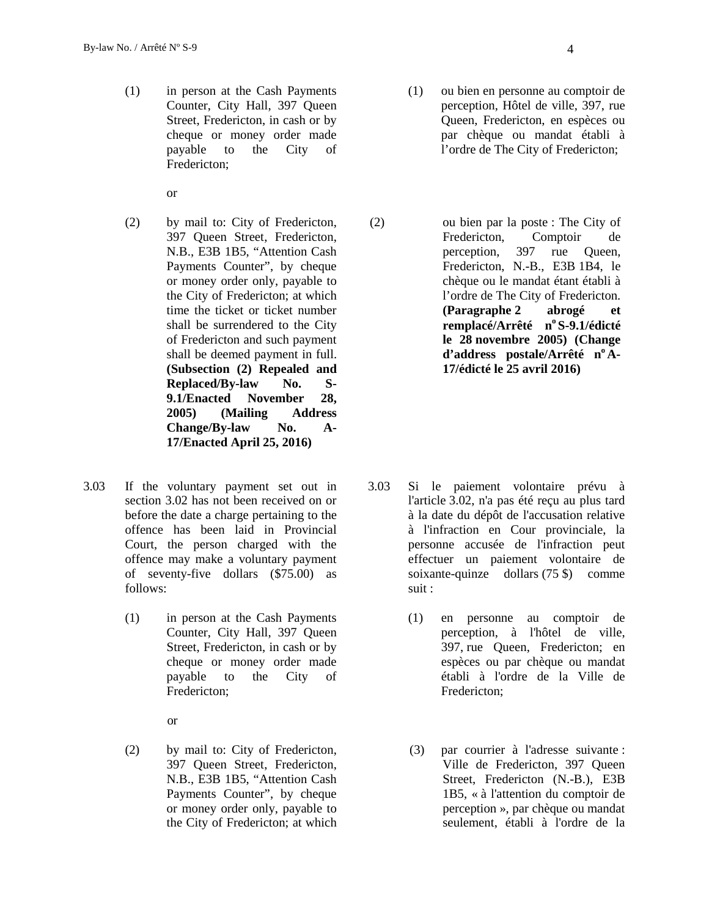(1) in person at the Cash Payments Counter, City Hall, 397 Queen Street, Fredericton, in cash or by cheque or money order made payable to the City of Fredericton;

or

(2) by mail to: City of Fredericton, 397 Queen Street, Fredericton, N.B., E3B 1B5, "Attention Cash Payments Counter", by cheque or money order only, payable to the City of Fredericton; at which time the ticket or ticket number shall be surrendered to the City of Fredericton and such payment shall be deemed payment in full. **(Subsection (2) Repealed and Replaced/By-law No. S-9.1/Enacted November 28, 2005) (Mailing Address Change/By-law No. A-17/Enacted April 25, 2016)**

(1) ou bien en personne au comptoir de perception, Hôtel de ville, 397, rue Queen, Fredericton, en espèces ou par chèque ou mandat établi à l'ordre de The City of Fredericton;

(2) ou bien par la poste : The City of Fredericton, Comptoir de perception, 397 rue Queen, Fredericton, N.-B., E3B 1B4, le chèque ou le mandat étant établi à l'ordre de The City of Fredericton. **(Paragraphe 2 abrogé et remplacé/Arrêté nº S-9.1/édicté le 28 novembre 2005) (Change d'address postale/Arrêté nº A-17/édicté le 25 avril 2016)**

3.03 If the voluntary payment set out in section 3.02 has not been received on or before the date a charge pertaining to the offence has been laid in Provincial Court, the person charged with the offence may make a voluntary payment of seventy-five dollars ($75.00) as follows:

(1) in person at the Cash Payments Counter, City Hall, 397 Queen Street, Fredericton, in cash or by cheque or money order made payable to the City of Fredericton;

or

(2) by mail to: City of Fredericton, 397 Queen Street, Fredericton, N.B., E3B 1B5, "Attention Cash Payments Counter", by cheque or money order only, payable to the City of Fredericton; at which

3.03 Si le paiement volontaire prévu à l'article 3.02, n'a pas été reçu au plus tard à la date du dépôt de l'accusation relative à l'infraction en Cour provinciale, la personne accusée de l'infraction peut effectuer un paiement volontaire de soixante-quinze dollars (75 $) comme suit :

(1) en personne au comptoir de perception, à l'hôtel de ville, 397, rue Queen, Fredericton; en espèces ou par chèque ou mandat établi à l'ordre de la Ville de Fredericton;

(3) par courrier à l'adresse suivante : Ville de Fredericton, 397 Queen Street, Fredericton (N.-B.), E3B 1B5, « à l'attention du comptoir de perception », par chèque ou mandat seulement, établi à l'ordre de la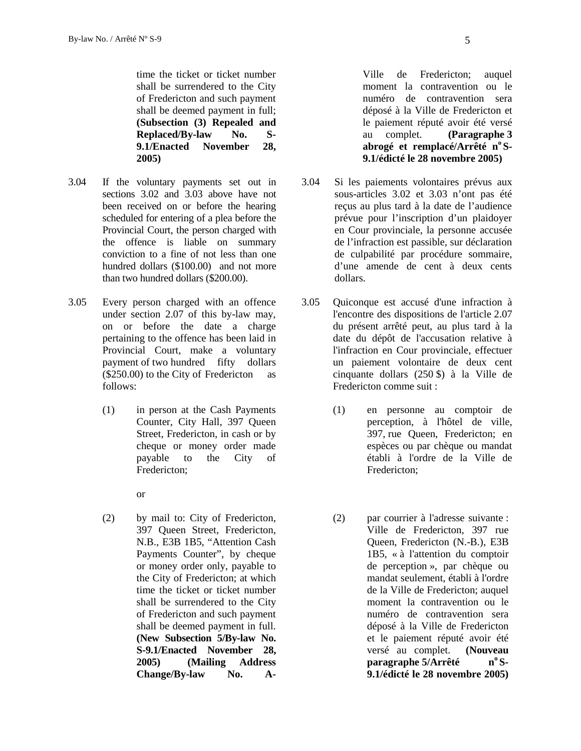time the ticket or ticket number shall be surrendered to the City of Fredericton and such payment shall be deemed payment in full; **(Subsection (3) Repealed and Replaced/By-law No. S-9.1/Enacted November 28, 2005)**

3.04 If the voluntary payments set out in sections 3.02 and 3.03 above have not been received on or before the hearing scheduled for entering of a plea before the Provincial Court, the person charged with the offence is liable on summary conviction to a fine of not less than one hundred dollars ($100.00) and not more than two hundred dollars ($200.00).

3.05 Every person charged with an offence under section 2.07 of this by-law may, on or before the date a charge pertaining to the offence has been laid in Provincial Court, make a voluntary payment of two hundred fifty dollars ($250.00) to the City of Fredericton as follows:

(1) in person at the Cash Payments Counter, City Hall, 397 Queen Street, Fredericton, in cash or by cheque or money order made payable to the City of Fredericton;

or

(2) by mail to: City of Fredericton, 397 Queen Street, Fredericton, N.B., E3B 1B5, "Attention Cash Payments Counter", by cheque or money order only, payable to the City of Fredericton; at which time the ticket or ticket number shall be surrendered to the City of Fredericton and such payment shall be deemed payment in full. **(New Subsection 5/By-law No. S-9.1/Enacted November 28, 2005) (Mailing Address Change/By-law No. A-**

Ville de Fredericton; auquel moment la contravention ou le numéro de contravention sera déposé à la Ville de Fredericton et le paiement réputé avoir été versé au complet. **(Paragraphe 3 abrogé et remplacé/Arrêté n[o] S-9.1/édicté le 28 novembre 2005)**

3.04 Si les paiements volontaires prévus aux sous-articles 3.02 et 3.03 n'ont pas été reçus au plus tard à la date de l'audience prévue pour l'inscription d'un plaidoyer en Cour provinciale, la personne accusée de l'infraction est passible, sur déclaration de culpabilité par procédure sommaire, d'une amende de cent à deux cents dollars.

3.05 Quiconque est accusé d'une infraction à l'encontre des dispositions de l'article 2.07 du présent arrêté peut, au plus tard à la date du dépôt de l'accusation relative à l'infraction en Cour provinciale, effectuer un paiement volontaire de deux cent cinquante dollars (250 $) à la Ville de Fredericton comme suit :

(1) en personne au comptoir de perception, à l'hôtel de ville, 397, rue Queen, Fredericton; en espèces ou par chèque ou mandat établi à l'ordre de la Ville de Fredericton;

(2) par courrier à l'adresse suivante : Ville de Fredericton, 397 rue Queen, Fredericton (N.-B.), E3B 1B5, « à l'attention du comptoir de perception », par chèque ou mandat seulement, établi à l'ordre de la Ville de Fredericton; auquel moment la contravention ou le numéro de contravention sera déposé à la Ville de Fredericton et le paiement réputé avoir été versé au complet. **(Nouveau paragraphe 5/Arrêté n[o] S-9.1/édicté le 28 novembre 2005)**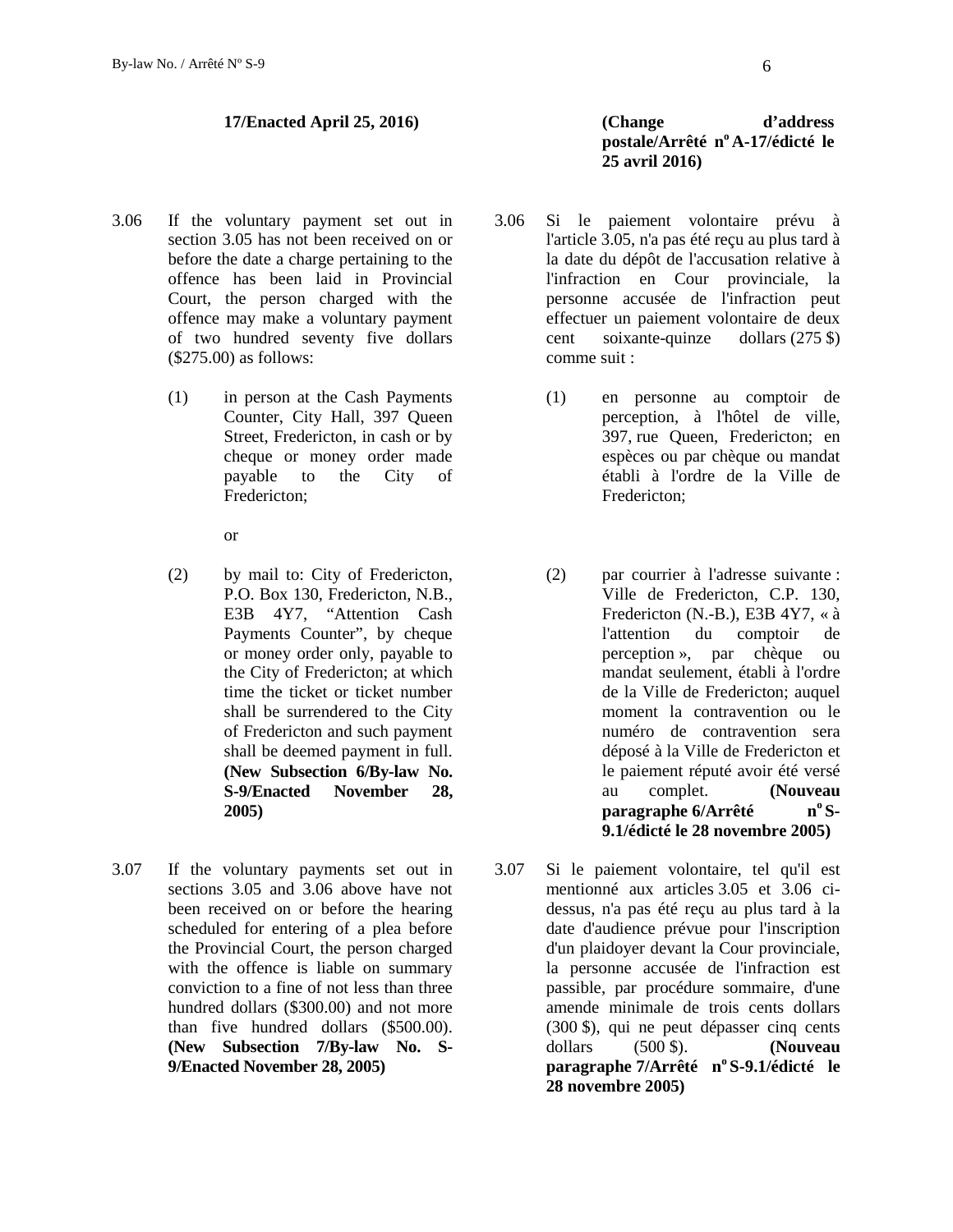**17/Enacted April 25, 2016)**

**(Change d'address postale/Arrêté n° A-17/édicté le 25 avril 2016)**

3.06 If the voluntary payment set out in section 3.05 has not been received on or before the date a charge pertaining to the offence has been laid in Provincial Court, the person charged with the offence may make a voluntary payment of two hundred seventy five dollars ($275.00) as follows:

(1) in person at the Cash Payments Counter, City Hall, 397 Queen Street, Fredericton, in cash or by cheque or money order made payable to the City of Fredericton;

or

(2) by mail to: City of Fredericton, P.O. Box 130, Fredericton, N.B., E3B 4Y7, "Attention Cash Payments Counter", by cheque or money order only, payable to the City of Fredericton; at which time the ticket or ticket number shall be surrendered to the City of Fredericton and such payment shall be deemed payment in full. **(New Subsection 6/By-law No. S-9/Enacted November 28, 2005)**

3.06 Si le paiement volontaire prévu à l'article 3.05, n'a pas été reçu au plus tard à la date du dépôt de l'accusation relative à l'infraction en Cour provinciale, la personne accusée de l'infraction peut effectuer un paiement volontaire de deux cent soixante-quinze dollars (275 $) comme suit :

(1) en personne au comptoir de perception, à l'hôtel de ville, 397, rue Queen, Fredericton; en espèces ou par chèque ou mandat établi à l'ordre de la Ville de Fredericton;

(2) par courrier à l'adresse suivante : Ville de Fredericton, C.P. 130, Fredericton (N.-B.), E3B 4Y7, « à l'attention du comptoir de perception », par chèque ou mandat seulement, établi à l'ordre de la Ville de Fredericton; auquel moment la contravention ou le numéro de contravention sera déposé à la Ville de Fredericton et le paiement réputé avoir été versé au complet. **(Nouveau paragraphe 6/Arrêté n° S-9.1/édicté le 28 novembre 2005)**

3.07 If the voluntary payments set out in sections 3.05 and 3.06 above have not been received on or before the hearing scheduled for entering of a plea before the Provincial Court, the person charged with the offence is liable on summary conviction to a fine of not less than three hundred dollars ($300.00) and not more than five hundred dollars ($500.00). **(New Subsection 7/By-law No. S-9/Enacted November 28, 2005)**

3.07 Si le paiement volontaire, tel qu'il est mentionné aux articles 3.05 et 3.06 ci-dessus, n'a pas été reçu au plus tard à la date d'audience prévue pour l'inscription d'un plaidoyer devant la Cour provinciale, la personne accusée de l'infraction est passible, par procédure sommaire, d'une amende minimale de trois cents dollars (300 $), qui ne peut dépasser cinq cents dollars (500 $). **(Nouveau paragraphe 7/Arrêté n° S-9.1/édicté le 28 novembre 2005)**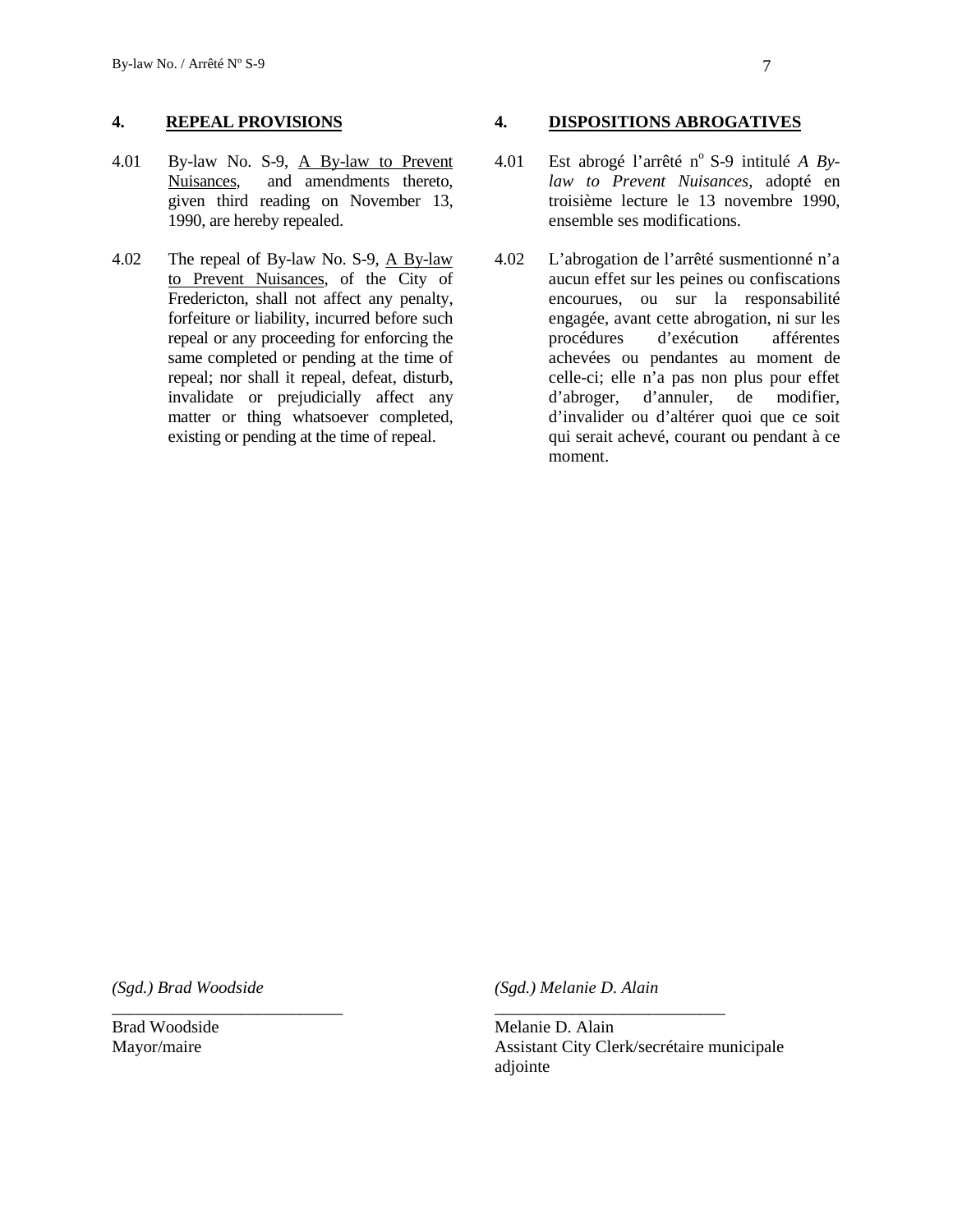## 4. REPEAL PROVISIONS

4.01 By-law No. S-9, A By-law to Prevent Nuisances, and amendments thereto, given third reading on November 13, 1990, are hereby repealed.

4.02 The repeal of By-law No. S-9, A By-law to Prevent Nuisances, of the City of Fredericton, shall not affect any penalty, forfeiture or liability, incurred before such repeal or any proceeding for enforcing the same completed or pending at the time of repeal; nor shall it repeal, defeat, disturb, invalidate or prejudicially affect any matter or thing whatsoever completed, existing or pending at the time of repeal.

## 4. DISPOSITIONS ABROGATIVES

4.01 Est abrogé l'arrêté n° S-9 intitulé *A By-law to Prevent Nuisances*, adopté en troisième lecture le 13 novembre 1990, ensemble ses modifications.

4.02 L'abrogation de l'arrêté susmentionné n'a aucun effet sur les peines ou confiscations encourues, ou sur la responsabilité engagée, avant cette abrogation, ni sur les procédures d'exécution afférentes achevées ou pendantes au moment de celle-ci; elle n'a pas non plus pour effet d'abroger, d'annuler, de modifier, d'invalider ou d'altérer quoi que ce soit qui serait achevé, courant ou pendant à ce moment.

*(Sgd.) Brad Woodside*

___________________________

Brad Woodside
Mayor/maire

*(Sgd.) Melanie D. Alain*

___________________________

Melanie D. Alain
Assistant City Clerk/secrétaire municipale adjointe